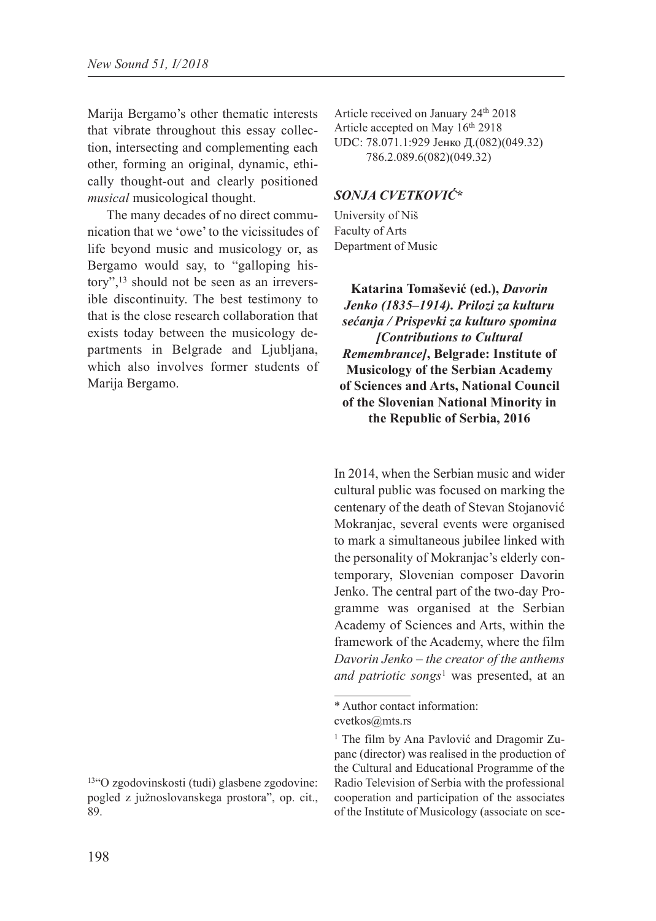Marija Bergamo's other thematic interests that vibrate throughout this essay collection, intersecting and complementing each other, forming an original, dynamic, ethically thought-out and clearly positioned *musical* musicological thought.

The many decades of no direct communication that we 'owe' to the vicissitudes of life beyond music and musicology or, as Bergamo would say, to "galloping history",[13] should not be seen as an irreversible discontinuity. The best testimony to that is the close research collaboration that exists today between the musicology departments in Belgrade and Ljubljana, which also involves former students of Marija Bergamo.

[13] "O zgodovinskosti (tudi) glasbene zgodovine: pogled z južnoslovanskega prostora", op. cit., 89.

Article received on January 24th 2018
Article accepted on May 16th 2918
UDC: 78.071.1:929 Јенко Д.(082)(049.32)
786.2.089.6(082)(049.32)

***SONJA CVETKOVIĆ****

University of Niš
Faculty of Arts
Department of Music

**Katarina Tomašević (ed.), *Davorin Jenko (1835–1914). Prilozi za kulturu sećanja / Prispevki za kulturo spomina [Contributions to Cultural Remembrance]*, Belgrade: Institute of Musicology of the Serbian Academy of Sciences and Arts, National Council of the Slovenian National Minority in the Republic of Serbia, 2016**

In 2014, when the Serbian music and wider cultural public was focused on marking the centenary of the death of Stevan Stojanović Mokranjac, several events were organised to mark a simultaneous jubilee linked with the personality of Mokranjac's elderly contemporary, Slovenian composer Davorin Jenko. The central part of the two-day Programme was organised at the Serbian Academy of Sciences and Arts, within the framework of the Academy, where the film *Davorin Jenko – the creator of the anthems and patriotic songs*[1] was presented, at an

\* Author contact information:
cvetkos@mts.rs

[1] The film by Ana Pavlović and Dragomir Zupanc (director) was realised in the production of the Cultural and Educational Programme of the Radio Television of Serbia with the professional cooperation and participation of the associates of the Institute of Musicology (associate on sce-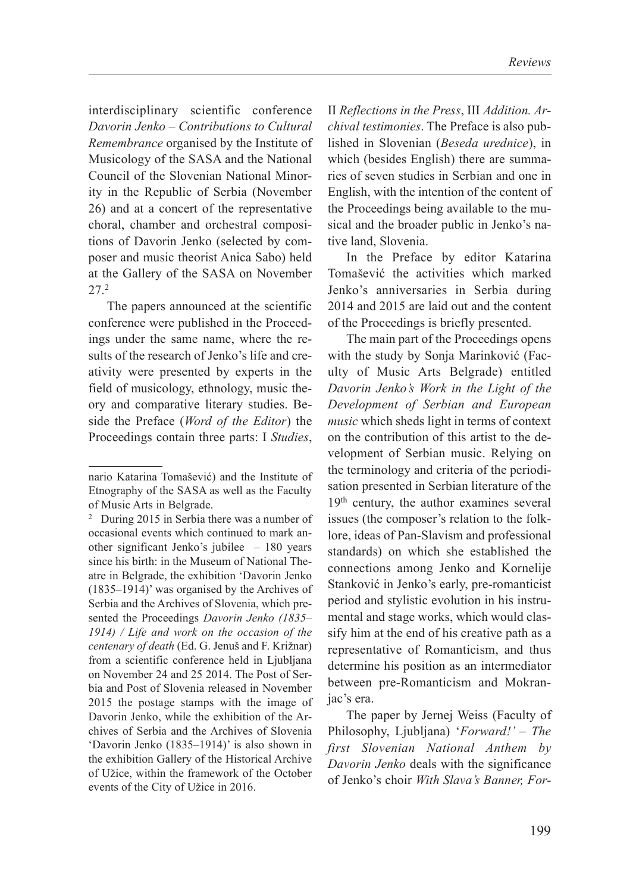interdisciplinary scientific conference *Davorin Jenko – Contributions to Cultural Remembrance* organised by the Institute of Musicology of the SASA and the National Council of the Slovenian National Minority in the Republic of Serbia (November 26) and at a concert of the representative choral, chamber and orchestral compositions of Davorin Jenko (selected by composer and music theorist Anica Sabo) held at the Gallery of the SASA on November 27.[2]

The papers announced at the scientific conference were published in the Proceedings under the same name, where the results of the research of Jenko's life and creativity were presented by experts in the field of musicology, ethnology, music theory and comparative literary studies. Beside the Preface (*Word of the Editor*) the Proceedings contain three parts: I *Studies*, II *Reflections in the Press*, III *Addition. Archival testimonies*. The Preface is also published in Slovenian (*Beseda urednice*), in which (besides English) there are summaries of seven studies in Serbian and one in English, with the intention of the content of the Proceedings being available to the musical and the broader public in Jenko's native land, Slovenia.

In the Preface by editor Katarina Tomašević the activities which marked Jenko's anniversaries in Serbia during 2014 and 2015 are laid out and the content of the Proceedings is briefly presented.

The main part of the Proceedings opens with the study by Sonja Marinković (Faculty of Music Arts Belgrade) entitled *Davorin Jenko's Work in the Light of the Development of Serbian and European music* which sheds light in terms of context on the contribution of this artist to the development of Serbian music. Relying on the terminology and criteria of the periodisation presented in Serbian literature of the 19th century, the author examines several issues (the composer's relation to the folklore, ideas of Pan-Slavism and professional standards) on which she established the connections among Jenko and Kornelije Stanković in Jenko's early, pre-romanticist period and stylistic evolution in his instrumental and stage works, which would classify him at the end of his creative path as a representative of Romanticism, and thus determine his position as an intermediator between pre-Romanticism and Mokranjac's era.

The paper by Jernej Weiss (Faculty of Philosophy, Ljubljana) '*Forward!' – The first Slovenian National Anthem by Davorin Jenko* deals with the significance of Jenko's choir *With Slava's Banner, For-*

---

nario Katarina Tomašević) and the Institute of Etnography of the SASA as well as the Faculty of Music Arts in Belgrade.

[2] During 2015 in Serbia there was a number of occasional events which continued to mark another significant Jenko's jubilee – 180 years since his birth: in the Museum of National Theatre in Belgrade, the exhibition 'Davorin Jenko (1835–1914)' was organised by the Archives of Serbia and the Archives of Slovenia, which presented the Proceedings *Davorin Jenko (1835–1914) / Life and work on the occasion of the centenary of death* (Ed. G. Jenuš and F. Križnar) from a scientific conference held in Ljubljana on November 24 and 25 2014. The Post of Serbia and Post of Slovenia released in November 2015 the postage stamps with the image of Davorin Jenko, while the exhibition of the Archives of Serbia and the Archives of Slovenia 'Davorin Jenko (1835–1914)' is also shown in the exhibition Gallery of the Historical Archive of Užice, within the framework of the October events of the City of Užice in 2016.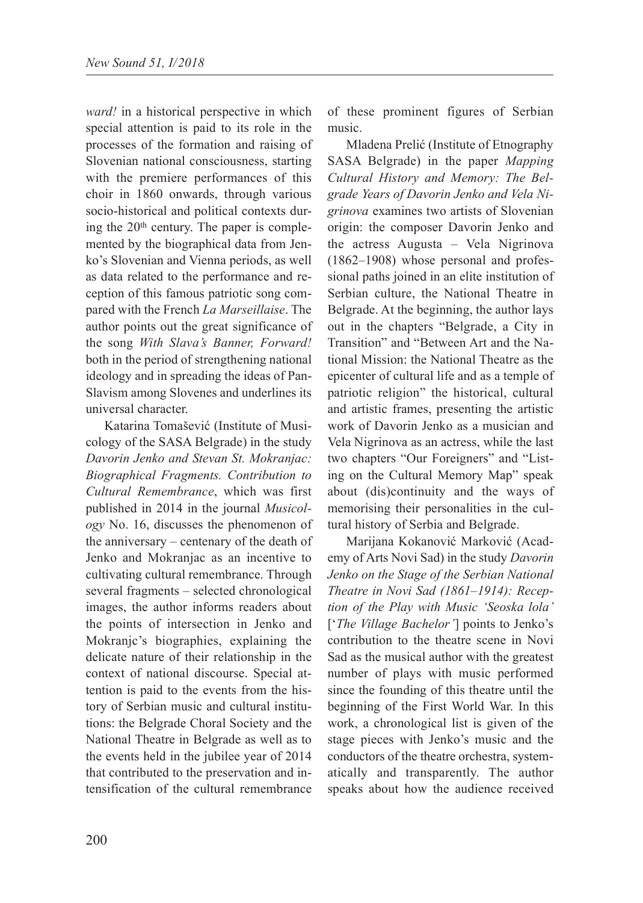*ward!* in a historical perspective in which special attention is paid to its role in the processes of the formation and raising of Slovenian national consciousness, starting with the premiere performances of this choir in 1860 onwards, through various socio-historical and political contexts during the 20th century. The paper is complemented by the biographical data from Jenko's Slovenian and Vienna periods, as well as data related to the performance and reception of this famous patriotic song compared with the French *La Marseillaise*. The author points out the great significance of the song *With Slava's Banner, Forward!* both in the period of strengthening national ideology and in spreading the ideas of Pan-Slavism among Slovenes and underlines its universal character.

Katarina Tomašević (Institute of Musicology of the SASA Belgrade) in the study *Davorin Jenko and Stevan St. Mokranjac: Biographical Fragments. Contribution to Cultural Remembrance*, which was first published in 2014 in the journal *Musicology* No. 16, discusses the phenomenon of the anniversary – centenary of the death of Jenko and Mokranjac as an incentive to cultivating cultural remembrance. Through several fragments – selected chronological images, the author informs readers about the points of intersection in Jenko and Mokranjc's biographies, explaining the delicate nature of their relationship in the context of national discourse. Special attention is paid to the events from the history of Serbian music and cultural institutions: the Belgrade Choral Society and the National Theatre in Belgrade as well as to the events held in the jubilee year of 2014 that contributed to the preservation and intensification of the cultural remembrance of these prominent figures of Serbian music.

Mladena Prelić (Institute of Etnography SASA Belgrade) in the paper *Mapping Cultural History and Memory: The Belgrade Years of Davorin Jenko and Vela Nigrinova* examines two artists of Slovenian origin: the composer Davorin Jenko and the actress Augusta – Vela Nigrinova (1862–1908) whose personal and professional paths joined in an elite institution of Serbian culture, the National Theatre in Belgrade. At the beginning, the author lays out in the chapters "Belgrade, a City in Transition" and "Between Art and the National Mission: the National Theatre as the epicenter of cultural life and as a temple of patriotic religion" the historical, cultural and artistic frames, presenting the artistic work of Davorin Jenko as a musician and Vela Nigrinova as an actress, while the last two chapters "Our Foreigners" and "Listing on the Cultural Memory Map" speak about (dis)continuity and the ways of memorising their personalities in the cultural history of Serbia and Belgrade.

Marijana Kokanović Marković (Academy of Arts Novi Sad) in the study *Davorin Jenko on the Stage of the Serbian National Theatre in Novi Sad (1861–1914): Reception of the Play with Music 'Seoska lola'* ['*The Village Bachelor'*] points to Jenko's contribution to the theatre scene in Novi Sad as the musical author with the greatest number of plays with music performed since the founding of this theatre until the beginning of the First World War. In this work, a chronological list is given of the stage pieces with Jenko's music and the conductors of the theatre orchestra, systematically and transparently. The author speaks about how the audience received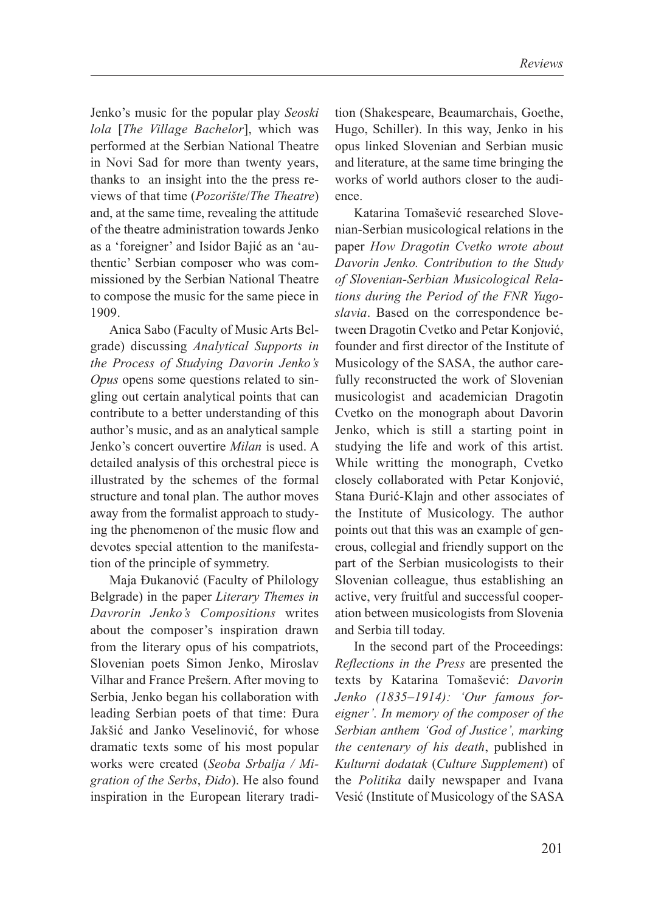Jenko's music for the popular play *Seoski lola* [*The Village Bachelor*], which was performed at the Serbian National Theatre in Novi Sad for more than twenty years, thanks to an insight into the the press reviews of that time (*Pozorište*/*The Theatre*) and, at the same time, revealing the attitude of the theatre administration towards Jenko as a 'foreigner' and Isidor Bajić as an 'authentic' Serbian composer who was commissioned by the Serbian National Theatre to compose the music for the same piece in 1909.

Anica Sabo (Faculty of Music Arts Belgrade) discussing *Analytical Supports in the Process of Studying Davorin Jenko's Opus* opens some questions related to singling out certain analytical points that can contribute to a better understanding of this author's music, and as an analytical sample Jenko's concert ouvertire *Milan* is used. A detailed analysis of this orchestral piece is illustrated by the schemes of the formal structure and tonal plan. The author moves away from the formalist approach to studying the phenomenon of the music flow and devotes special attention to the manifestation of the principle of symmetry.

Maja Đukanović (Faculty of Philology Belgrade) in the paper *Literary Themes in Davrorin Jenko's Compositions* writes about the composer's inspiration drawn from the literary opus of his compatriots, Slovenian poets Simon Jenko, Miroslav Vilhar and France Prešern. After moving to Serbia, Jenko began his collaboration with leading Serbian poets of that time: Đura Jakšić and Janko Veselinović, for whose dramatic texts some of his most popular works were created (*Seoba Srbalja / Migration of the Serbs*, *Đido*). He also found inspiration in the European literary tradition (Shakespeare, Beaumarchais, Goethe, Hugo, Schiller). In this way, Jenko in his opus linked Slovenian and Serbian music and literature, at the same time bringing the works of world authors closer to the audience.

Katarina Tomašević researched Slovenian-Serbian musicological relations in the paper *How Dragotin Cvetko wrote about Davorin Jenko. Contribution to the Study of Slovenian-Serbian Musicological Relations during the Period of the FNR Yugoslavia*. Based on the correspondence between Dragotin Cvetko and Petar Konjović, founder and first director of the Institute of Musicology of the SASA, the author carefully reconstructed the work of Slovenian musicologist and academician Dragotin Cvetko on the monograph about Davorin Jenko, which is still a starting point in studying the life and work of this artist. While writting the monograph, Cvetko closely collaborated with Petar Konjović, Stana Đurić-Klajn and other associates of the Institute of Musicology. The author points out that this was an example of generous, collegial and friendly support on the part of the Serbian musicologists to their Slovenian colleague, thus establishing an active, very fruitful and successful cooperation between musicologists from Slovenia and Serbia till today.

In the second part of the Proceedings: *Reflections in the Press* are presented the texts by Katarina Tomašević: *Davorin Jenko (1835–1914): 'Our famous foreigner'. In memory of the composer of the Serbian anthem 'God of Justice', marking the centenary of his death*, published in *Kulturni dodatak* (*Culture Supplement*) of the *Politika* daily newspaper and Ivana Vesić (Institute of Musicology of the SASA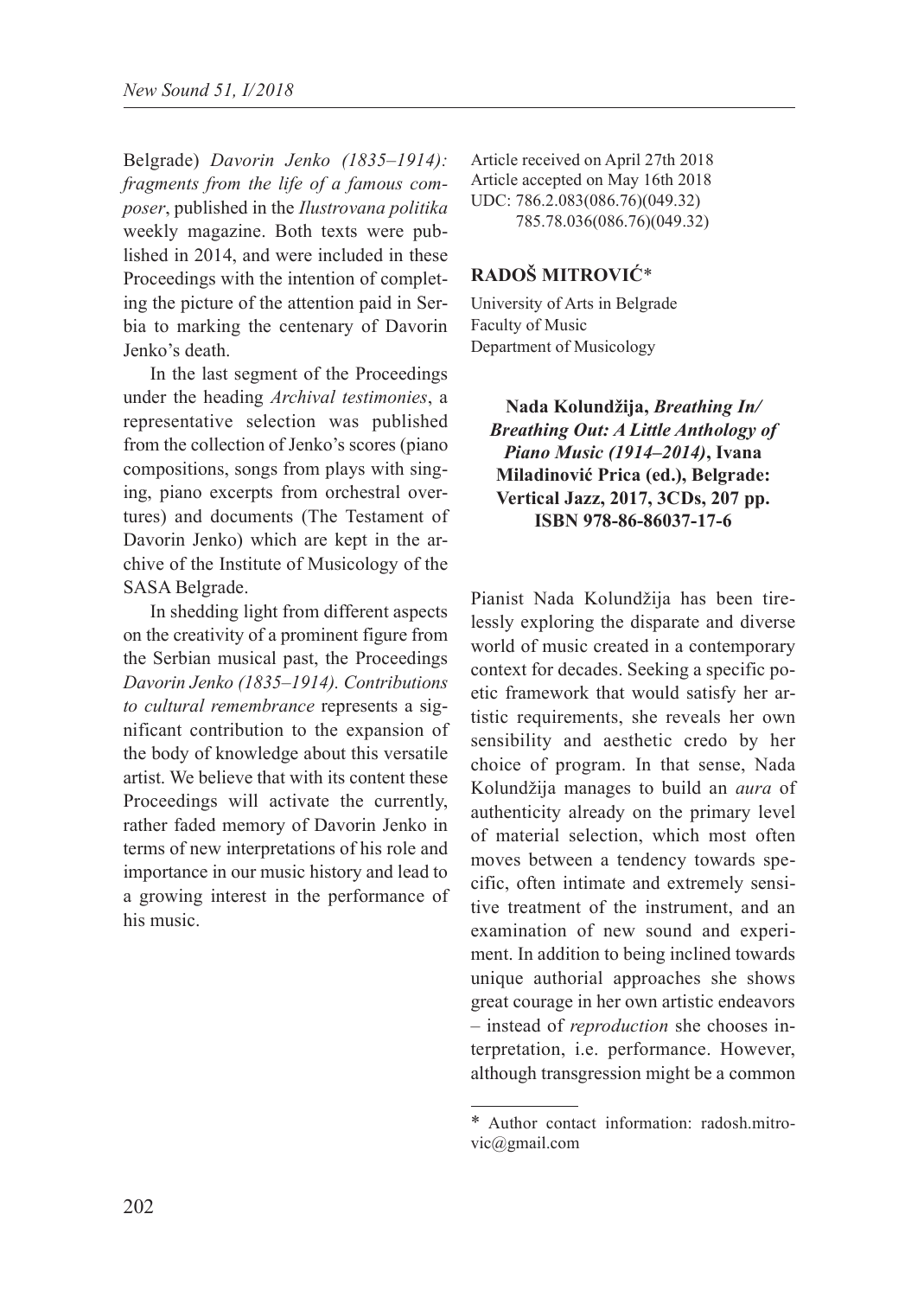Belgrade) *Davorin Jenko (1835–1914): fragments from the life of a famous composer*, published in the *Ilustrovana politika* weekly magazine. Both texts were published in 2014, and were included in these Proceedings with the intention of completing the picture of the attention paid in Serbia to marking the centenary of Davorin Jenko's death.

In the last segment of the Proceedings under the heading *Archival testimonies*, a representative selection was published from the collection of Jenko's scores (piano compositions, songs from plays with singing, piano excerpts from orchestral overtures) and documents (The Testament of Davorin Jenko) which are kept in the archive of the Institute of Musicology of the SASA Belgrade.

In shedding light from different aspects on the creativity of a prominent figure from the Serbian musical past, the Proceedings *Davorin Jenko (1835–1914). Contributions to cultural remembrance* represents a significant contribution to the expansion of the body of knowledge about this versatile artist. We believe that with its content these Proceedings will activate the currently, rather faded memory of Davorin Jenko in terms of new interpretations of his role and importance in our music history and lead to a growing interest in the performance of his music.

Article received on April 27th 2018
Article accepted on May 16th 2018
UDC: 786.2.083(086.76)(049.32)
785.78.036(086.76)(049.32)

**RADOŠ MITROVIĆ***

University of Arts in Belgrade
Faculty of Music
Department of Musicology

**Nada Kolundžija, *Breathing In/ Breathing Out: A Little Anthology of Piano Music (1914–2014)*, Ivana Miladinović Prica (ed.), Belgrade: Vertical Jazz, 2017, 3CDs, 207 pp. ISBN 978-86-86037-17-6**

Pianist Nada Kolundžija has been tirelessly exploring the disparate and diverse world of music created in a contemporary context for decades. Seeking a specific poetic framework that would satisfy her artistic requirements, she reveals her own sensibility and aesthetic credo by her choice of program. In that sense, Nada Kolundžija manages to build an *aura* of authenticity already on the primary level of material selection, which most often moves between a tendency towards specific, often intimate and extremely sensitive treatment of the instrument, and an examination of new sound and experiment. In addition to being inclined towards unique authorial approaches she shows great courage in her own artistic endeavors – instead of *reproduction* she chooses interpretation, i.e. performance. However, although transgression might be a common

* Author contact information: radosh.mitrovic@gmail.com